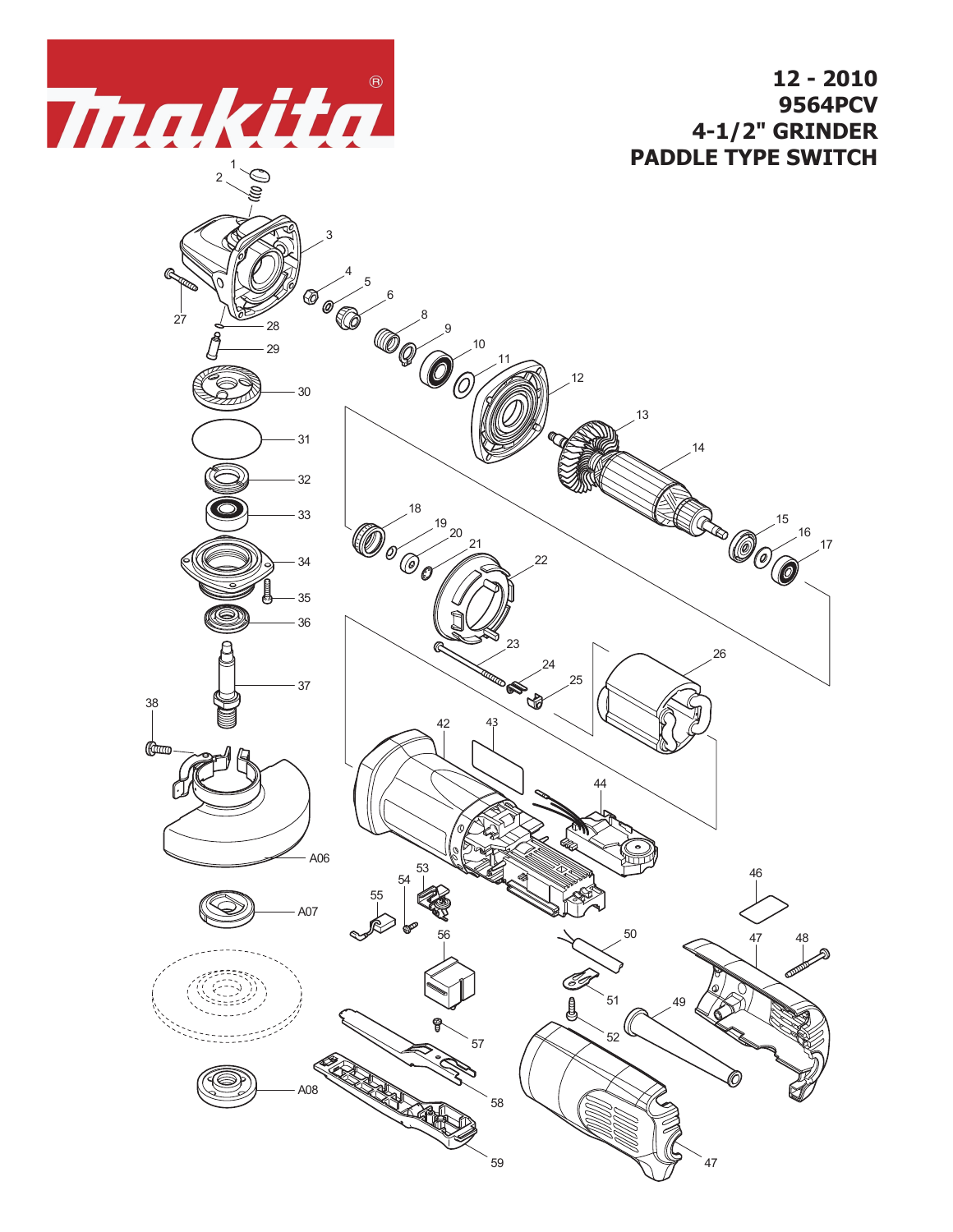makita®

# 12 - 2010
# 9564PCV
# 4-1/2" GRINDER
# PADDLE TYPE SWITCH

1 2 3 4 5 6 8 9 10 11 12 13 14 15 16 17 18 19 20 21 22 23 24 25 26 27 28 29 30 31 32 33 34 35 36 37 38 42 43 44 46 47 48 49 50 51 52 53 54 55 56 57 58 59 A06 A07 A08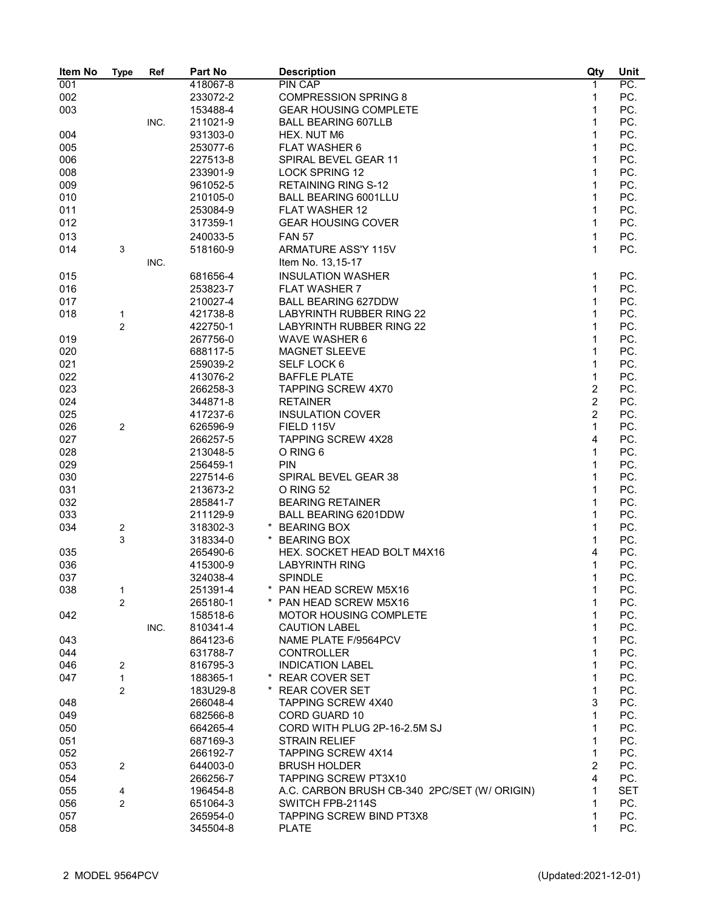| Item No | Type | Ref | Part No | Description | Qty | Unit |
|---|---|---|---|---|---|---|
| 001 | | | 418067-8 | PIN CAP | 1 | PC. |
| 002 | | | 233072-2 | COMPRESSION SPRING 8 | 1 | PC. |
| 003 | | | 153488-4 | GEAR HOUSING COMPLETE | 1 | PC. |
| | | INC. | 211021-9 | BALL BEARING 607LLB | 1 | PC. |
| 004 | | | 931303-0 | HEX. NUT M6 | 1 | PC. |
| 005 | | | 253077-6 | FLAT WASHER 6 | 1 | PC. |
| 006 | | | 227513-8 | SPIRAL BEVEL GEAR 11 | 1 | PC. |
| 008 | | | 233901-9 | LOCK SPRING 12 | 1 | PC. |
| 009 | | | 961052-5 | RETAINING RING S-12 | 1 | PC. |
| 010 | | | 210105-0 | BALL BEARING 6001LLU | 1 | PC. |
| 011 | | | 253084-9 | FLAT WASHER 12 | 1 | PC. |
| 012 | | | 317359-1 | GEAR HOUSING COVER | 1 | PC. |
| 013 | | | 240033-5 | FAN 57 | 1 | PC. |
| 014 | 3 | | 518160-9 | ARMATURE ASS'Y 115V | 1 | PC. |
| | | INC. | | Item No. 13,15-17 | | |
| 015 | | | 681656-4 | INSULATION WASHER | 1 | PC. |
| 016 | | | 253823-7 | FLAT WASHER 7 | 1 | PC. |
| 017 | | | 210027-4 | BALL BEARING 627DDW | 1 | PC. |
| 018 | 1 | | 421738-8 | LABYRINTH RUBBER RING 22 | 1 | PC. |
| | 2 | | 422750-1 | LABYRINTH RUBBER RING 22 | 1 | PC. |
| 019 | | | 267756-0 | WAVE WASHER 6 | 1 | PC. |
| 020 | | | 688117-5 | MAGNET SLEEVE | 1 | PC. |
| 021 | | | 259039-2 | SELF LOCK 6 | 1 | PC. |
| 022 | | | 413076-2 | BAFFLE PLATE | 1 | PC. |
| 023 | | | 266258-3 | TAPPING SCREW 4X70 | 2 | PC. |
| 024 | | | 344871-8 | RETAINER | 2 | PC. |
| 025 | | | 417237-6 | INSULATION COVER | 2 | PC. |
| 026 | 2 | | 626596-9 | FIELD 115V | 1 | PC. |
| 027 | | | 266257-5 | TAPPING SCREW 4X28 | 4 | PC. |
| 028 | | | 213048-5 | O RING 6 | 1 | PC. |
| 029 | | | 256459-1 | PIN | 1 | PC. |
| 030 | | | 227514-6 | SPIRAL BEVEL GEAR 38 | 1 | PC. |
| 031 | | | 213673-2 | O RING 52 | 1 | PC. |
| 032 | | | 285841-7 | BEARING RETAINER | 1 | PC. |
| 033 | | | 211129-9 | BALL BEARING 6201DDW | 1 | PC. |
| 034 | 2 | | 318302-3 | * BEARING BOX | 1 | PC. |
| | 3 | | 318334-0 | * BEARING BOX | 1 | PC. |
| 035 | | | 265490-6 | HEX. SOCKET HEAD BOLT M4X16 | 4 | PC. |
| 036 | | | 415300-9 | LABYRINTH RING | 1 | PC. |
| 037 | | | 324038-4 | SPINDLE | 1 | PC. |
| 038 | 1 | | 251391-4 | * PAN HEAD SCREW M5X16 | 1 | PC. |
| | 2 | | 265180-1 | * PAN HEAD SCREW M5X16 | 1 | PC. |
| 042 | | | 158518-6 | MOTOR HOUSING COMPLETE | 1 | PC. |
| | | INC. | 810341-4 | CAUTION LABEL | 1 | PC. |
| 043 | | | 864123-6 | NAME PLATE F/9564PCV | 1 | PC. |
| 044 | | | 631788-7 | CONTROLLER | 1 | PC. |
| 046 | 2 | | 816795-3 | INDICATION LABEL | 1 | PC. |
| 047 | 1 | | 188365-1 | * REAR COVER SET | 1 | PC. |
| | 2 | | 183U29-8 | * REAR COVER SET | 1 | PC. |
| 048 | | | 266048-4 | TAPPING SCREW 4X40 | 3 | PC. |
| 049 | | | 682566-8 | CORD GUARD 10 | 1 | PC. |
| 050 | | | 664265-4 | CORD WITH PLUG 2P-16-2.5M SJ | 1 | PC. |
| 051 | | | 687169-3 | STRAIN RELIEF | 1 | PC. |
| 052 | | | 266192-7 | TAPPING SCREW 4X14 | 1 | PC. |
| 053 | 2 | | 644003-0 | BRUSH HOLDER | 2 | PC. |
| 054 | | | 266256-7 | TAPPING SCREW PT3X10 | 4 | PC. |
| 055 | 4 | | 196454-8 | A.C. CARBON BRUSH CB-340 2PC/SET (W/ ORIGIN) | 1 | SET |
| 056 | 2 | | 651064-3 | SWITCH FPB-2114S | 1 | PC. |
| 057 | | | 265954-0 | TAPPING SCREW BIND PT3X8 | 1 | PC. |
| 058 | | | 345504-8 | PLATE | 1 | PC. |

2 MODEL 9564PCV (Updated:2021-12-01)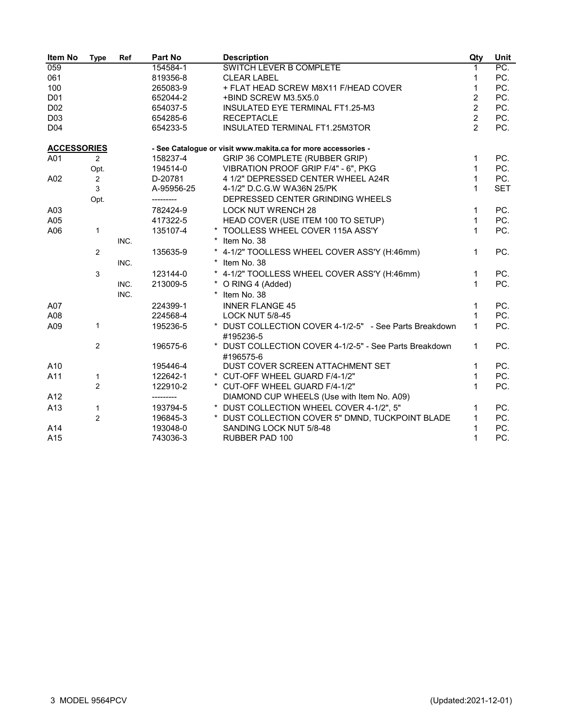| Item No | Type | Ref | Part No | Description | Qty | Unit |
|---|---|---|---|---|---|---|
| 059 | | | 154584-1 | SWITCH LEVER B COMPLETE | 1 | PC. |
| 061 | | | 819356-8 | CLEAR LABEL | 1 | PC. |
| 100 | | | 265083-9 | + FLAT HEAD SCREW M8X11 F/HEAD COVER | 1 | PC. |
| D01 | | | 652044-2 | +BIND SCREW M3.5X5.0 | 2 | PC. |
| D02 | | | 654037-5 | INSULATED EYE TERMINAL FT1.25-M3 | 2 | PC. |
| D03 | | | 654285-6 | RECEPTACLE | 2 | PC. |
| D04 | | | 654233-5 | INSULATED TERMINAL FT1.25M3TOR | 2 | PC. |
| **ACCESSORIES** | | | | **- See Catalogue or visit www.makita.ca for more accessories -** | | |
| A01 | 2 | | 158237-4 | GRIP 36 COMPLETE (RUBBER GRIP) | 1 | PC. |
| | Opt. | | 194514-0 | VIBRATION PROOF GRIP F/4" - 6", PKG | 1 | PC. |
| A02 | 2 | | D-20781 | 4 1/2" DEPRESSED CENTER WHEEL A24R | 1 | PC. |
| | 3 | | A-95956-25 | 4-1/2" D.C.G.W WA36N 25/PK | 1 | SET |
| | Opt. | | --------- | DEPRESSED CENTER GRINDING WHEELS | | |
| A03 | | | 782424-9 | LOCK NUT WRENCH 28 | 1 | PC. |
| A05 | | | 417322-5 | HEAD COVER (USE ITEM 100 TO SETUP) | 1 | PC. |
| A06 | 1 | | 135107-4 | * TOOLLESS WHEEL COVER 115A ASS'Y | 1 | PC. |
| | | INC. | | * Item No. 38 | | |
| | 2 | | 135635-9 | * 4-1/2" TOOLLESS WHEEL COVER ASS'Y (H:46mm) | 1 | PC. |
| | | INC. | | * Item No. 38 | | |
| | 3 | | 123144-0 | * 4-1/2" TOOLLESS WHEEL COVER ASS'Y (H:46mm) | 1 | PC. |
| | | INC. | 213009-5 | * O RING 4 (Added) | 1 | PC. |
| | | INC. | | * Item No. 38 | | |
| A07 | | | 224399-1 | INNER FLANGE 45 | 1 | PC. |
| A08 | | | 224568-4 | LOCK NUT 5/8-45 | 1 | PC. |
| A09 | 1 | | 195236-5 | * DUST COLLECTION COVER 4-1/2-5" - See Parts Breakdown #195236-5 | 1 | PC. |
| | 2 | | 196575-6 | * DUST COLLECTION COVER 4-1/2-5" - See Parts Breakdown #196575-6 | 1 | PC. |
| A10 | | | 195446-4 | DUST COVER SCREEN ATTACHMENT SET | 1 | PC. |
| A11 | 1 | | 122642-1 | * CUT-OFF WHEEL GUARD F/4-1/2" | 1 | PC. |
| | 2 | | 122910-2 | * CUT-OFF WHEEL GUARD F/4-1/2" | 1 | PC. |
| A12 | | | --------- | DIAMOND CUP WHEELS (Use with Item No. A09) | | |
| A13 | 1 | | 193794-5 | * DUST COLLECTION WHEEL COVER 4-1/2", 5" | 1 | PC. |
| | 2 | | 196845-3 | * DUST COLLECTION COVER 5" DMND, TUCKPOINT BLADE | 1 | PC. |
| A14 | | | 193048-0 | SANDING LOCK NUT 5/8-48 | 1 | PC. |
| A15 | | | 743036-3 | RUBBER PAD 100 | 1 | PC. |

3 MODEL 9564PCV (Updated:2021-12-01)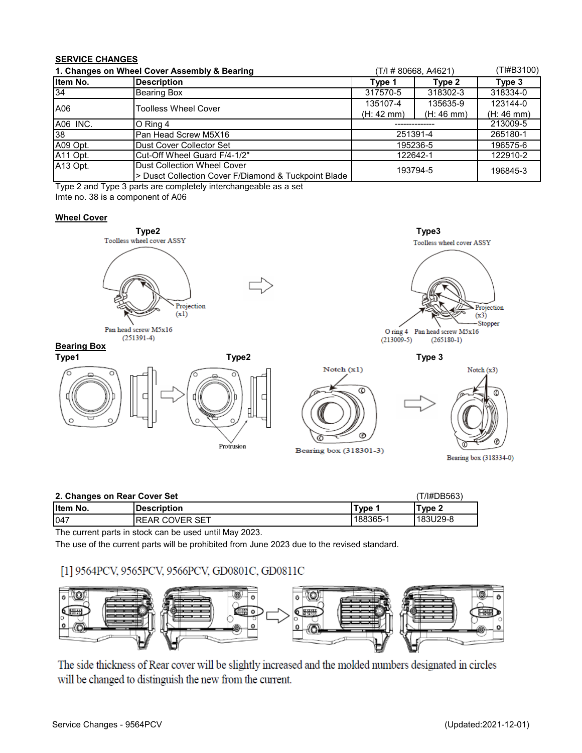## SERVICE CHANGES

### 1. Changes on Wheel Cover Assembly & Bearing

(T/I # 80668, A4621) (TI#B3100)

| Item No. | Description | Type 1 | Type 2 | Type 3 |
|---|---|---|---|---|
| 34 | Bearing Box | 317570-5 | 318302-3 | 318334-0 |
| A06 | Toolless Wheel Cover | 135107-4 (H: 42 mm) | 135635-9 (H: 46 mm) | 123144-0 (H: 46 mm) |
| A06 INC. | O Ring 4 | -------------- | | 213009-5 |
| 38 | Pan Head Screw M5X16 | 251391-4 | | 265180-1 |
| A09 Opt. | Dust Cover Collector Set | 195236-5 | | 196575-6 |
| A11 Opt. | Cut-Off Wheel Guard F/4-1/2" | 122642-1 | | 122910-2 |
| A13 Opt. | Dust Collection Wheel Cover > Dusct Collection Cover F/Diamond & Tuckpoint Blade | 193794-5 | | 196845-3 |

Type 2 and Type 3 parts are completely interchangeable as a set
Imte no. 38 is a component of A06

**Wheel Cover**

Type2
Toolless wheel cover ASSY
Projection (x1)
Pan head screw M5x16 (251391-4)

Type3
Toolless wheel cover ASSY
Projection (x3)
Stopper
O ring 4 (213009-5)
Pan head screw M5x16 (265180-1)

**Bearing Box**

Type1

Type2
Protrusion
Notch (x1)
Bearing box (318301-3)

Type 3
Notch (x3)
Bearing box (318334-0)

### 2. Changes on Rear Cover Set

(T/I#DB563)

| Item No. | Description | Type 1 | Type 2 |
|---|---|---|---|
| 047 | REAR COVER SET | 188365-1 | 183U29-8 |

The current parts in stock can be used until May 2023.
The use of the current parts will be prohibited from June 2023 due to the revised standard.

[1] 9564PCV, 9565PCV, 9566PCV, GD0801C, GD0811C

The side thickness of Rear cover will be slightly increased and the molded numbers designated in circles will be changed to distinguish the new from the current.

Service Changes - 9564PCV (Updated:2021-12-01)